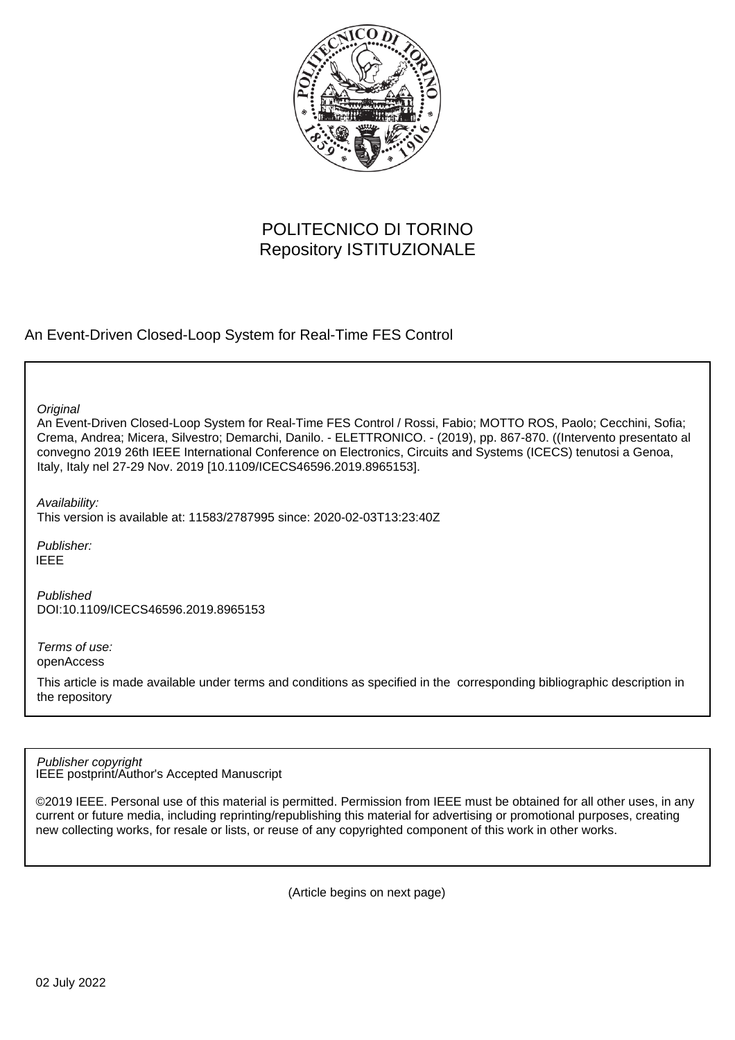POLITECNICO DI TORINO
Repository ISTITUZIONALE

An Event-Driven Closed-Loop System for Real-Time FES Control

*Original*
An Event-Driven Closed-Loop System for Real-Time FES Control / Rossi, Fabio; MOTTO ROS, Paolo; Cecchini, Sofia; Crema, Andrea; Micera, Silvestro; Demarchi, Danilo. - ELETTRONICO. - (2019), pp. 867-870. ((Intervento presentato al convegno 2019 26th IEEE International Conference on Electronics, Circuits and Systems (ICECS) tenutosi a Genoa, Italy, Italy nel 27-29 Nov. 2019 [10.1109/ICECS46596.2019.8965153].

*Availability:*
This version is available at: 11583/2787995 since: 2020-02-03T13:23:40Z

*Publisher:*
IEEE

*Published*
DOI:10.1109/ICECS46596.2019.8965153

*Terms of use:*
openAccess

This article is made available under terms and conditions as specified in the corresponding bibliographic description in the repository

*Publisher copyright*
IEEE postprint/Author's Accepted Manuscript

©2019 IEEE. Personal use of this material is permitted. Permission from IEEE must be obtained for all other uses, in any current or future media, including reprinting/republishing this material for advertising or promotional purposes, creating new collecting works, for resale or lists, or reuse of any copyrighted component of this work in other works.

(Article begins on next page)

02 July 2022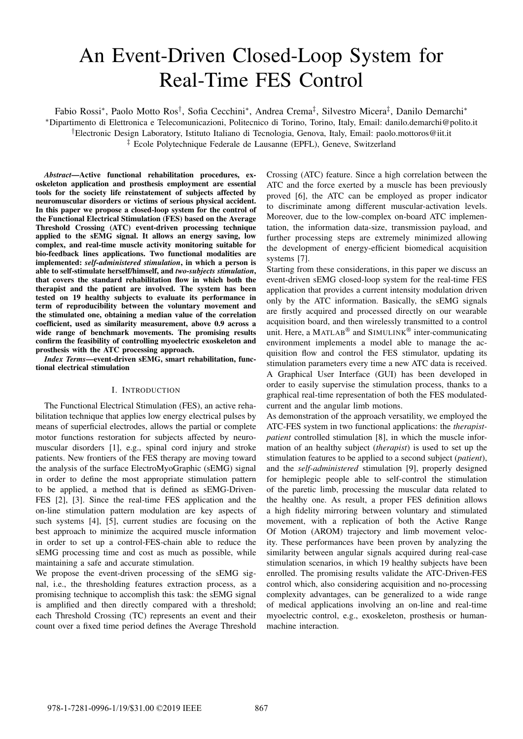# An Event-Driven Closed-Loop System for Real-Time FES Control

Fabio Rossi*, Paolo Motto Ros†, Sofia Cecchini*, Andrea Crema‡, Silvestro Micera‡, Danilo Demarchi*

*Dipartimento di Elettronica e Telecomunicazioni, Politecnico di Torino, Torino, Italy, Email: danilo.demarchi@polito.it

†Electronic Design Laboratory, Istituto Italiano di Tecnologia, Genova, Italy, Email: paolo.mottoros@iit.it

‡ Ecole Polytechnique Federale de Lausanne (EPFL), Geneve, Switzerland

***Abstract*—Active functional rehabilitation procedures, exoskeleton application and prosthesis employment are essential tools for the society life reinstatement of subjects affected by neuromuscular disorders or victims of serious physical accident. In this paper we propose a closed-loop system for the control of the Functional Electrical Stimulation (FES) based on the Average Threshold Crossing (ATC) event-driven processing technique applied to the sEMG signal. It allows an energy saving, low complex, and real-time muscle activity monitoring suitable for bio-feedback lines applications. Two functional modalities are implemented: *self-administered stimulation*, in which a person is able to self-stimulate herself/himself, and *two-subjects stimulation*, that covers the standard rehabilitation flow in which both the therapist and the patient are involved. The system has been tested on 19 healthy subjects to evaluate its performance in term of reproducibility between the voluntary movement and the stimulated one, obtaining a median value of the correlation coefficient, used as similarity measurement, above 0.9 across a wide range of benchmark movements. The promising results confirm the feasibility of controlling myoelectric exoskeleton and prosthesis with the ATC processing approach.**

***Index Terms*—event-driven sEMG, smart rehabilitation, functional electrical stimulation**

## I. Introduction

The Functional Electrical Stimulation (FES), an active rehabilitation technique that applies low energy electrical pulses by means of superficial electrodes, allows the partial or complete motor functions restoration for subjects affected by neuromuscular disorders [1], e.g., spinal cord injury and stroke patients. New frontiers of the FES therapy are moving toward the analysis of the surface ElectroMyoGraphic (sEMG) signal in order to define the most appropriate stimulation pattern to be applied, a method that is defined as sEMG-Driven-FES [2], [3]. Since the real-time FES application and the on-line stimulation pattern modulation are key aspects of such systems [4], [5], current studies are focusing on the best approach to minimize the acquired muscle information in order to set up a control-FES-chain able to reduce the sEMG processing time and cost as much as possible, while maintaining a safe and accurate stimulation.

We propose the event-driven processing of the sEMG signal, i.e., the thresholding features extraction process, as a promising technique to accomplish this task: the sEMG signal is amplified and then directly compared with a threshold; each Threshold Crossing (TC) represents an event and their count over a fixed time period defines the Average Threshold Crossing (ATC) feature. Since a high correlation between the ATC and the force exerted by a muscle has been previously proved [6], the ATC can be employed as proper indicator to discriminate among different muscular-activation levels. Moreover, due to the low-complex on-board ATC implementation, the information data-size, transmission payload, and further processing steps are extremely minimized allowing the development of energy-efficient biomedical acquisition systems [7].

Starting from these considerations, in this paper we discuss an event-driven sEMG closed-loop system for the real-time FES application that provides a current intensity modulation driven only by the ATC information. Basically, the sEMG signals are firstly acquired and processed directly on our wearable acquisition board, and then wirelessly transmitted to a control unit. Here, a MATLAB® and SIMULINK® inter-communicating environment implements a model able to manage the acquisition flow and control the FES stimulator, updating its stimulation parameters every time a new ATC data is received. A Graphical User Interface (GUI) has been developed in order to easily supervise the stimulation process, thanks to a graphical real-time representation of both the FES modulated-current and the angular limb motions.

As demonstration of the approach versatility, we employed the ATC-FES system in two functional applications: the *therapist-patient* controlled stimulation [8], in which the muscle information of an healthy subject (*therapist*) is used to set up the stimulation features to be applied to a second subject (*patient*), and the *self-administered* stimulation [9], properly designed for hemiplegic people able to self-control the stimulation of the paretic limb, processing the muscular data related to the healthy one. As result, a proper FES definition allows a high fidelity mirroring between voluntary and stimulated movement, with a replication of both the Active Range Of Motion (AROM) trajectory and limb movement velocity. These performances have been proven by analyzing the similarity between angular signals acquired during real-case stimulation scenarios, in which 19 healthy subjects have been enrolled. The promising results validate the ATC-Driven-FES control which, also considering acquisition and no-processing complexity advantages, can be generalized to a wide range of medical applications involving an on-line and real-time myoelectric control, e.g., exoskeleton, prosthesis or human-machine interaction.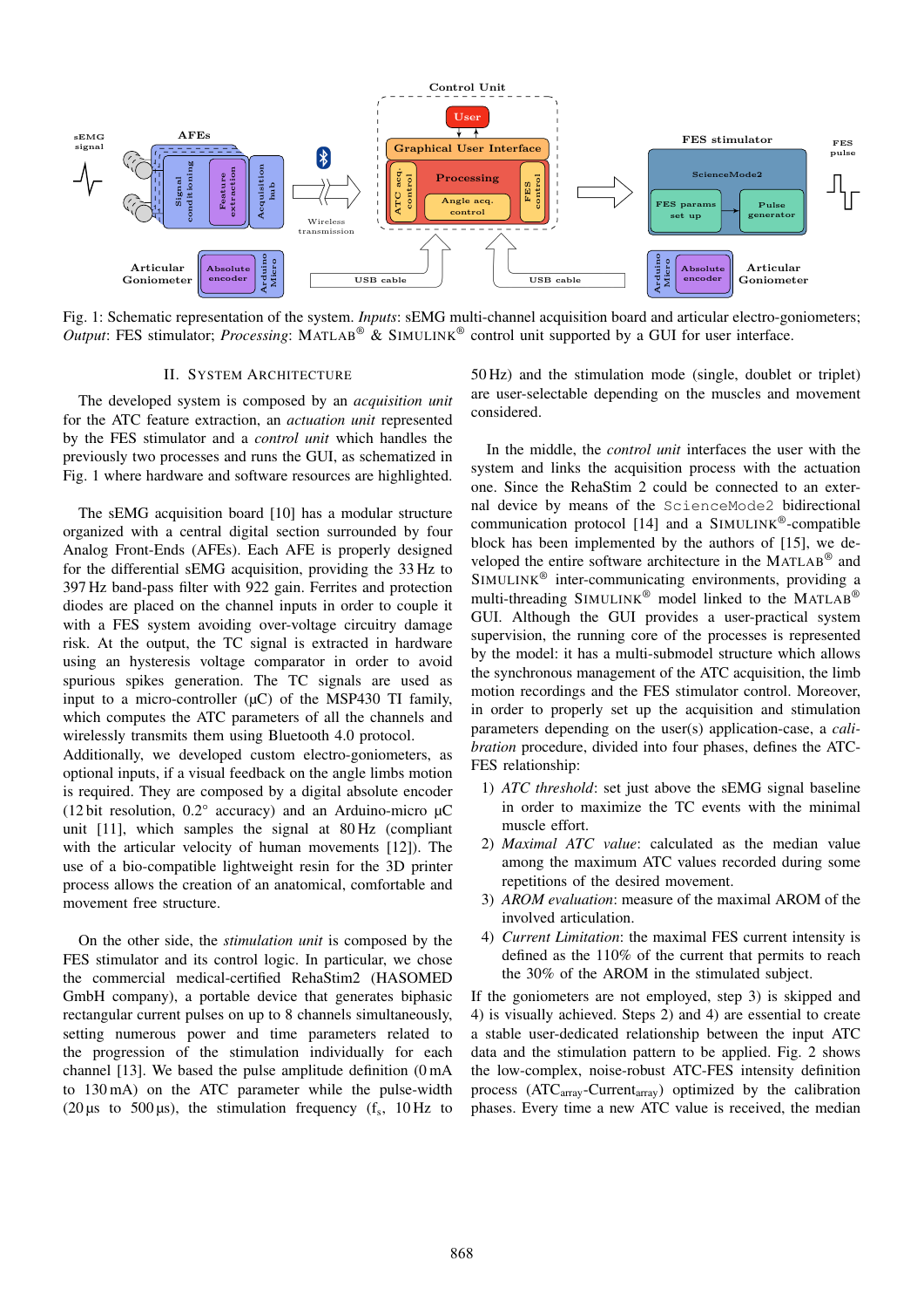Fig. 1: Schematic representation of the system. *Inputs*: sEMG multi-channel acquisition board and articular electro-goniometers; *Output*: FES stimulator; *Processing*: MATLAB® & SIMULINK® control unit supported by a GUI for user interface.

## II. SYSTEM ARCHITECTURE

The developed system is composed by an *acquisition unit* for the ATC feature extraction, an *actuation unit* represented by the FES stimulator and a *control unit* which handles the previously two processes and runs the GUI, as schematized in Fig. 1 where hardware and software resources are highlighted.

The sEMG acquisition board [10] has a modular structure organized with a central digital section surrounded by four Analog Front-Ends (AFEs). Each AFE is properly designed for the differential sEMG acquisition, providing the 33 Hz to 397 Hz band-pass filter with 922 gain. Ferrites and protection diodes are placed on the channel inputs in order to couple it with a FES system avoiding over-voltage circuitry damage risk. At the output, the TC signal is extracted in hardware using an hysteresis voltage comparator in order to avoid spurious spikes generation. The TC signals are used as input to a micro-controller (µC) of the MSP430 TI family, which computes the ATC parameters of all the channels and wirelessly transmits them using Bluetooth 4.0 protocol.
Additionally, we developed custom electro-goniometers, as optional inputs, if a visual feedback on the angle limbs motion is required. They are composed by a digital absolute encoder (12 bit resolution, 0.2° accuracy) and an Arduino-micro µC unit [11], which samples the signal at 80 Hz (compliant with the articular velocity of human movements [12]). The use of a bio-compatible lightweight resin for the 3D printer process allows the creation of an anatomical, comfortable and movement free structure.

On the other side, the *stimulation unit* is composed by the FES stimulator and its control logic. In particular, we chose the commercial medical-certified RehaStim2 (HASOMED GmbH company), a portable device that generates biphasic rectangular current pulses on up to 8 channels simultaneously, setting numerous power and time parameters related to the progression of the stimulation individually for each channel [13]. We based the pulse amplitude definition (0 mA to 130 mA) on the ATC parameter while the pulse-width (20 µs to 500 µs), the stimulation frequency ($f_s$, 10 Hz to 50 Hz) and the stimulation mode (single, doublet or triplet) are user-selectable depending on the muscles and movement considered.

In the middle, the *control unit* interfaces the user with the system and links the acquisition process with the actuation one. Since the RehaStim 2 could be connected to an external device by means of the `ScienceMode2` bidirectional communication protocol [14] and a SIMULINK®-compatible block has been implemented by the authors of [15], we developed the entire software architecture in the MATLAB® and SIMULINK® inter-communicating environments, providing a multi-threading SIMULINK® model linked to the MATLAB® GUI. Although the GUI provides a user-practical system supervision, the running core of the processes is represented by the model: it has a multi-submodel structure which allows the synchronous management of the ATC acquisition, the limb motion recordings and the FES stimulator control. Moreover, in order to properly set up the acquisition and stimulation parameters depending on the user(s) application-case, a *calibration* procedure, divided into four phases, defines the ATC-FES relationship:

1) *ATC threshold*: set just above the sEMG signal baseline in order to maximize the TC events with the minimal muscle effort.
2) *Maximal ATC value*: calculated as the median value among the maximum ATC values recorded during some repetitions of the desired movement.
3) *AROM evaluation*: measure of the maximal AROM of the involved articulation.
4) *Current Limitation*: the maximal FES current intensity is defined as the 110% of the current that permits to reach the 30% of the AROM in the stimulated subject.

If the goniometers are not employed, step 3) is skipped and 4) is visually achieved. Steps 2) and 4) are essential to create a stable user-dedicated relationship between the input ATC data and the stimulation pattern to be applied. Fig. 2 shows the low-complex, noise-robust ATC-FES intensity definition process ($ATC_{array}$-$Current_{array}$) optimized by the calibration phases. Every time a new ATC value is received, the median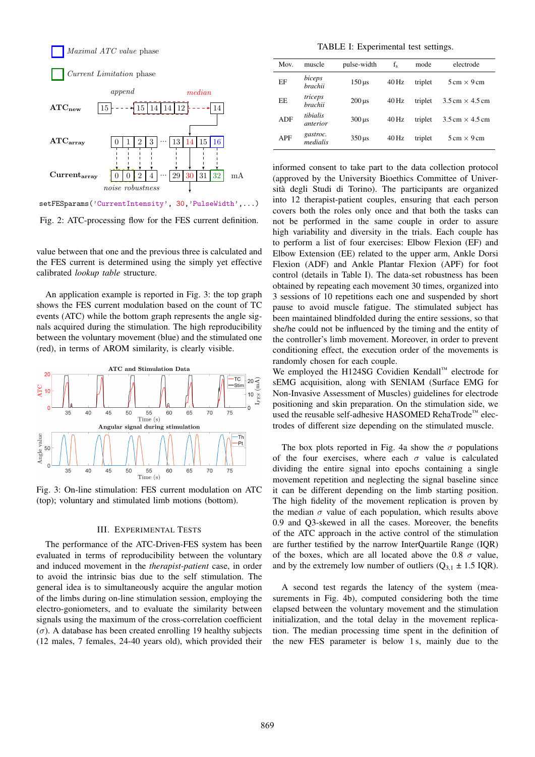Fig. 2: ATC-processing flow for the FES current definition.

value between that one and the previous three is calculated and the FES current is determined using the simply yet effective calibrated *lookup table* structure.

An application example is reported in Fig. 3: the top graph shows the FES current modulation based on the count of TC events (ATC) while the bottom graph represents the angle signals acquired during the stimulation. The high reproducibility between the voluntary movement (blue) and the stimulated one (red), in terms of AROM similarity, is clearly visible.

Fig. 3: On-line stimulation: FES current modulation on ATC (top); voluntary and stimulated limb motions (bottom).

## III. Experimental Tests

The performance of the ATC-Driven-FES system has been evaluated in terms of reproducibility between the voluntary and induced movement in the *therapist-patient* case, in order to avoid the intrinsic bias due to the self stimulation. The general idea is to simultaneously acquire the angular motion of the limbs during on-line stimulation session, employing the electro-goniometers, and to evaluate the similarity between signals using the maximum of the cross-correlation coefficient ($\sigma$). A database has been created enrolling 19 healthy subjects (12 males, 7 females, 24-40 years old), which provided their

TABLE I: Experimental test settings.

| Mov. | muscle | pulse-width | $f_s$ | mode | electrode |
|---|---|---|---|---|---|
| EF | *biceps brachii* | 150 µs | 40 Hz | triplet | 5 cm × 9 cm |
| EE | *triceps brachii* | 200 µs | 40 Hz | triplet | 3.5 cm × 4.5 cm |
| ADF | *tibialis anterior* | 300 µs | 40 Hz | triplet | 3.5 cm × 4.5 cm |
| APF | *gastroc. medialis* | 350 µs | 40 Hz | triplet | 5 cm × 9 cm |

informed consent to take part to the data collection protocol (approved by the University Bioethics Committee of Università degli Studi di Torino). The participants are organized into 12 therapist-patient couples, ensuring that each person covers both the roles only once and that both the tasks can not be performed in the same couple in order to assure high variability and diversity in the trials. Each couple has to perform a list of four exercises: Elbow Flexion (EF) and Elbow Extension (EE) related to the upper arm, Ankle Dorsi Flexion (ADF) and Ankle Plantar Flexion (APF) for foot control (details in Table I). The data-set robustness has been obtained by repeating each movement 30 times, organized into 3 sessions of 10 repetitions each one and suspended by short pause to avoid muscle fatigue. The stimulated subject has been maintained blindfolded during the entire sessions, so that she/he could not be influenced by the timing and the entity of the controller's limb movement. Moreover, in order to prevent conditioning effect, the execution order of the movements is randomly chosen for each couple.

We employed the H124SG Covidien Kendall™ electrode for sEMG acquisition, along with SENIAM (Surface EMG for Non-Invasive Assessment of Muscles) guidelines for electrode positioning and skin preparation. On the stimulation side, we used the reusable self-adhesive HASOMED RehaTrode™ electrodes of different size depending on the stimulated muscle.

The box plots reported in Fig. 4a show the $\sigma$ populations of the four exercises, where each $\sigma$ value is calculated dividing the entire signal into epochs containing a single movement repetition and neglecting the signal baseline since it can be different depending on the limb starting position. The high fidelity of the movement replication is proven by the median $\sigma$ value of each population, which results above 0.9 and Q3-skewed in all the cases. Moreover, the benefits of the ATC approach in the active control of the stimulation are further testified by the narrow InterQuartile Range (IQR) of the boxes, which are all located above the 0.8 $\sigma$ value, and by the extremely low number of outliers ($Q_{3,1}$ ± 1.5 IQR).

A second test regards the latency of the system (measurements in Fig. 4b), computed considering both the time elapsed between the voluntary movement and the stimulation initialization, and the total delay in the movement replication. The median processing time spent in the definition of the new FES parameter is below 1 s, mainly due to the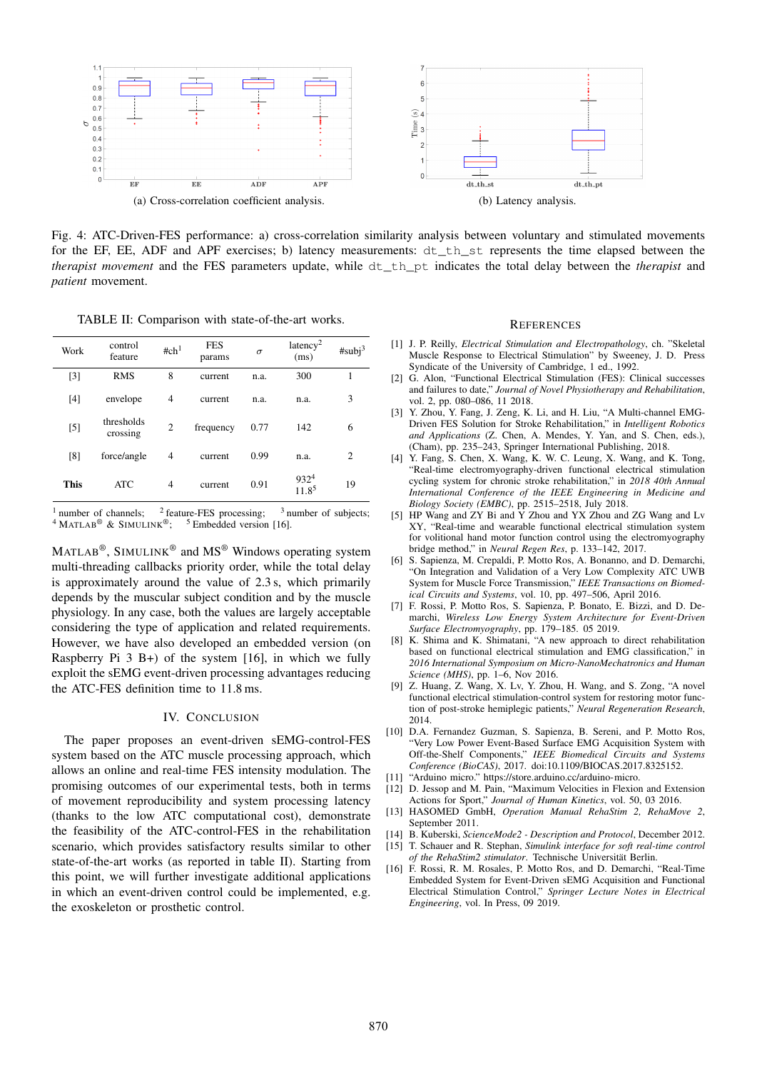1.1
1
0.9
0.8
0.7
0.6
0.5
0.4
0.3
0.2
0.1
0
σ
EF
EE
ADF
APF

(a) Cross-correlation coefficient analysis.

7
6
5
4
3
2
1
0
Time (s)
dt_th_st
dt_th_pt

(b) Latency analysis.

Fig. 4: ATC-Driven-FES performance: a) cross-correlation similarity analysis between voluntary and stimulated movements for the EF, EE, ADF and APF exercises; b) latency measurements: `dt_th_st` represents the time elapsed between the *therapist movement* and the FES parameters update, while `dt_th_pt` indicates the total delay between the *therapist* and *patient* movement.

TABLE II: Comparison with state-of-the-art works.

| Work | control feature | #ch[1] | FES params | $\sigma$ | latency[2] (ms) | #subj[3] |
|---|---|---|---|---|---|---|
| [3] | RMS | 8 | current | n.a. | 300 | 1 |
| [4] | envelope | 4 | current | n.a. | n.a. | 3 |
| [5] | thresholds crossing | 2 | frequency | 0.77 | 142 | 6 |
| [8] | force/angle | 4 | current | 0.99 | n.a. | 2 |
| **This** | ATC | 4 | current | 0.91 | 932[4] 11.8[5] | 19 |

[1] number of channels; [2] feature-FES processing; [3] number of subjects; [4] MATLAB® & SIMULINK®; [5] Embedded version [16].

MATLAB®, SIMULINK® and MS® Windows operating system multi-threading callbacks priority order, while the total delay is approximately around the value of 2.3 s, which primarily depends by the muscular subject condition and by the muscle physiology. In any case, both the values are largely acceptable considering the type of application and related requirements. However, we have also developed an embedded version (on Raspberry Pi 3 B+) of the system [16], in which we fully exploit the sEMG event-driven processing advantages reducing the ATC-FES definition time to 11.8 ms.

## IV. Conclusion

The paper proposes an event-driven sEMG-control-FES system based on the ATC muscle processing approach, which allows an online and real-time FES intensity modulation. The promising outcomes of our experimental tests, both in terms of movement reproducibility and system processing latency (thanks to the low ATC computational cost), demonstrate the feasibility of the ATC-control-FES in the rehabilitation scenario, which provides satisfactory results similar to other state-of-the-art works (as reported in table II). Starting from this point, we will further investigate additional applications in which an event-driven control could be implemented, e.g. the exoskeleton or prosthetic control.

## References

[1] J. P. Reilly, *Electrical Stimulation and Electropathology*, ch. "Skeletal Muscle Response to Electrical Stimulation" by Sweeney, J. D. Press Syndicate of the University of Cambridge, 1 ed., 1992.

[2] G. Alon, "Functional Electrical Stimulation (FES): Clinical successes and failures to date," *Journal of Novel Physiotherapy and Rehabilitation*, vol. 2, pp. 080–086, 11 2018.

[3] Y. Zhou, Y. Fang, J. Zeng, K. Li, and H. Liu, "A Multi-channel EMG-Driven FES Solution for Stroke Rehabilitation," in *Intelligent Robotics and Applications* (Z. Chen, A. Mendes, Y. Yan, and S. Chen, eds.), (Cham), pp. 235–243, Springer International Publishing, 2018.

[4] Y. Fang, S. Chen, X. Wang, K. W. C. Leung, X. Wang, and K. Tong, "Real-time electromyography-driven functional electrical stimulation cycling system for chronic stroke rehabilitation," in *2018 40th Annual International Conference of the IEEE Engineering in Medicine and Biology Society (EMBC)*, pp. 2515–2518, July 2018.

[5] HP Wang and ZY Bi and Y Zhou and YX Zhou and ZG Wang and Lv XY, "Real-time and wearable functional electrical stimulation system for volitional hand motor function control using the electromyography bridge method," in *Neural Regen Res*, p. 133–142, 2017.

[6] S. Sapienza, M. Crepaldi, P. Motto Ros, A. Bonanno, and D. Demarchi, "On Integration and Validation of a Very Low Complexity ATC UWB System for Muscle Force Transmission," *IEEE Transactions on Biomedical Circuits and Systems*, vol. 10, pp. 497–506, April 2016.

[7] F. Rossi, P. Motto Ros, S. Sapienza, P. Bonato, E. Bizzi, and D. Demarchi, *Wireless Low Energy System Architecture for Event-Driven Surface Electromyography*, pp. 179–185. 05 2019.

[8] K. Shima and K. Shimatani, "A new approach to direct rehabilitation based on functional electrical stimulation and EMG classification," in *2016 International Symposium on Micro-NanoMechatronics and Human Science (MHS)*, pp. 1–6, Nov 2016.

[9] Z. Huang, Z. Wang, X. Lv, Y. Zhou, H. Wang, and S. Zong, "A novel functional electrical stimulation-control system for restoring motor function of post-stroke hemiplegic patients," *Neural Regeneration Research*, 2014.

[10] D.A. Fernandez Guzman, S. Sapienza, B. Sereni, and P. Motto Ros, "Very Low Power Event-Based Surface EMG Acquisition System with Off-the-Shelf Components," *IEEE Biomedical Circuits and Systems Conference (BioCAS)*, 2017. doi:10.1109/BIOCAS.2017.8325152.

[11] "Arduino micro." https://store.arduino.cc/arduino-micro.

[12] D. Jessop and M. Pain, "Maximum Velocities in Flexion and Extension Actions for Sport," *Journal of Human Kinetics*, vol. 50, 03 2016.

[13] HASOMED GmbH, *Operation Manual RehaStim 2, RehaMove 2*, September 2011.

[14] B. Kuberski, *ScienceMode2 - Description and Protocol*, December 2012.

[15] T. Schauer and R. Stephan, *Simulink interface for soft real-time control of the RehaStim2 stimulator*. Technische Universität Berlin.

[16] F. Rossi, R. M. Rosales, P. Motto Ros, and D. Demarchi, "Real-Time Embedded System for Event-Driven sEMG Acquisition and Functional Electrical Stimulation Control," *Springer Lecture Notes in Electrical Engineering*, vol. In Press, 09 2019.